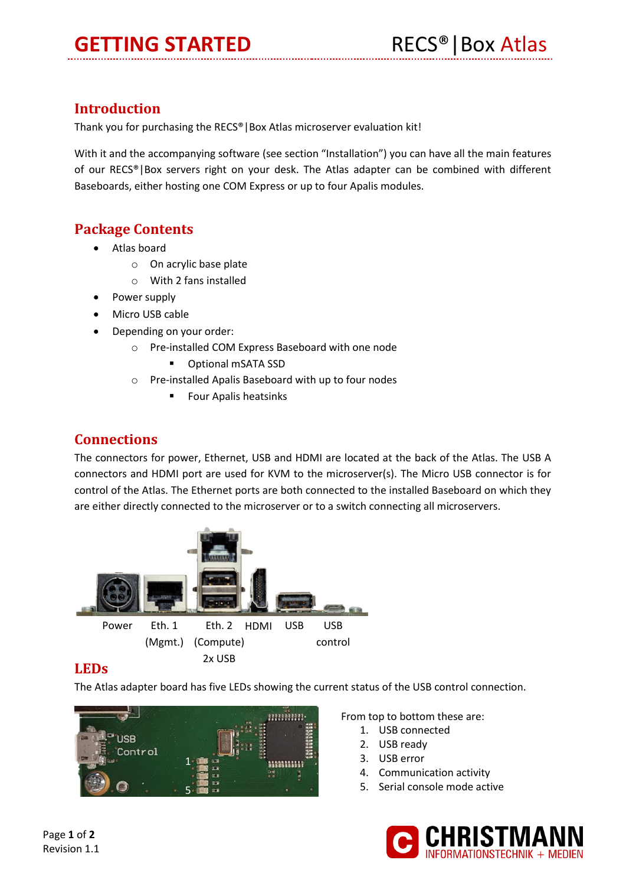# GETTING STARTED — RECS®|Box Atlas

## Introduction

Thank you for purchasing the RECS®|Box Atlas microserver evaluation kit!

With it and the accompanying software (see section "Installation") you can have all the main features of our RECS®|Box servers right on your desk. The Atlas adapter can be combined with different Baseboards, either hosting one COM Express or up to four Apalis modules.

## Package Contents

- Atlas board
  - On acrylic base plate
  - With 2 fans installed
- Power supply
- Micro USB cable
- Depending on your order:
  - Pre-installed COM Express Baseboard with one node
    - Optional mSATA SSD
  - Pre-installed Apalis Baseboard with up to four nodes
    - Four Apalis heatsinks

## Connections

The connectors for power, Ethernet, USB and HDMI are located at the back of the Atlas. The USB A connectors and HDMI port are used for KVM to the microserver(s). The Micro USB connector is for control of the Atlas. The Ethernet ports are both connected to the installed Baseboard on which they are either directly connected to the microserver or to a switch connecting all microservers.

Power | Eth. 1 (Mgmt.) | Eth. 2 (Compute) 2x USB | HDMI | USB | USB control

## LEDs

The Atlas adapter board has five LEDs showing the current status of the USB control connection.

From top to bottom these are:

1. USB connected
2. USB ready
3. USB error
4. Communication activity
5. Serial console mode active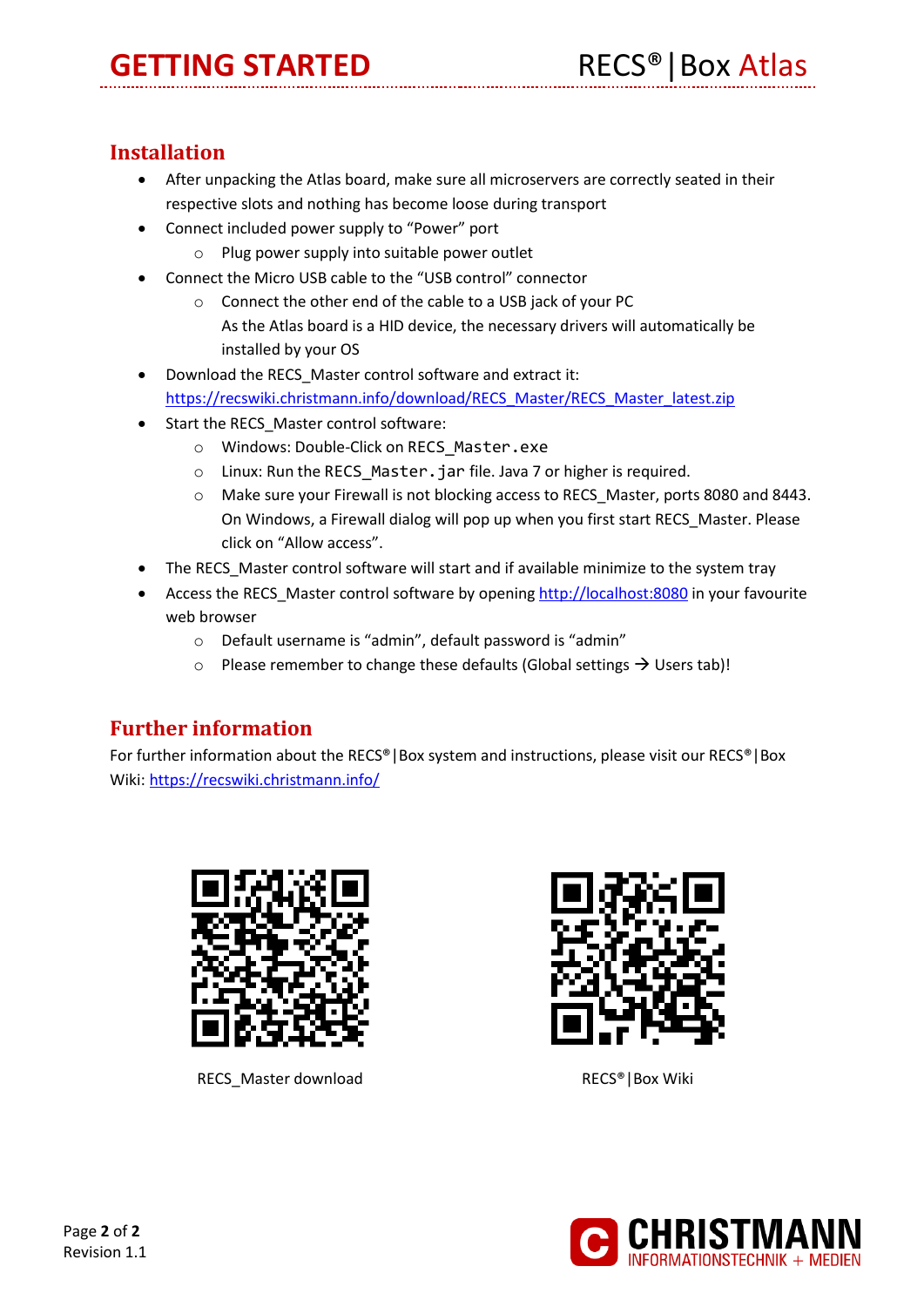## Installation

- After unpacking the Atlas board, make sure all microservers are correctly seated in their respective slots and nothing has become loose during transport
- Connect included power supply to "Power" port
  - Plug power supply into suitable power outlet
- Connect the Micro USB cable to the "USB control" connector
  - Connect the other end of the cable to a USB jack of your PC
    As the Atlas board is a HID device, the necessary drivers will automatically be installed by your OS
- Download the RECS_Master control software and extract it:
  https://recswiki.christmann.info/download/RECS_Master/RECS_Master_latest.zip
- Start the RECS_Master control software:
  - Windows: Double-Click on `RECS_Master.exe`
  - Linux: Run the RECS_`Master.jar` file. Java 7 or higher is required.
  - Make sure your Firewall is not blocking access to RECS_Master, ports 8080 and 8443. On Windows, a Firewall dialog will pop up when you first start RECS_Master. Please click on "Allow access".
- The RECS_Master control software will start and if available minimize to the system tray
- Access the RECS_Master control software by opening http://localhost:8080 in your favourite web browser
  - Default username is "admin", default password is "admin"
  - Please remember to change these defaults (Global settings → Users tab)!

## Further information

For further information about the RECS®|Box system and instructions, please visit our RECS®|Box Wiki: https://recswiki.christmann.info/

RECS_Master download

RECS®|Box Wiki

Revision 1.1